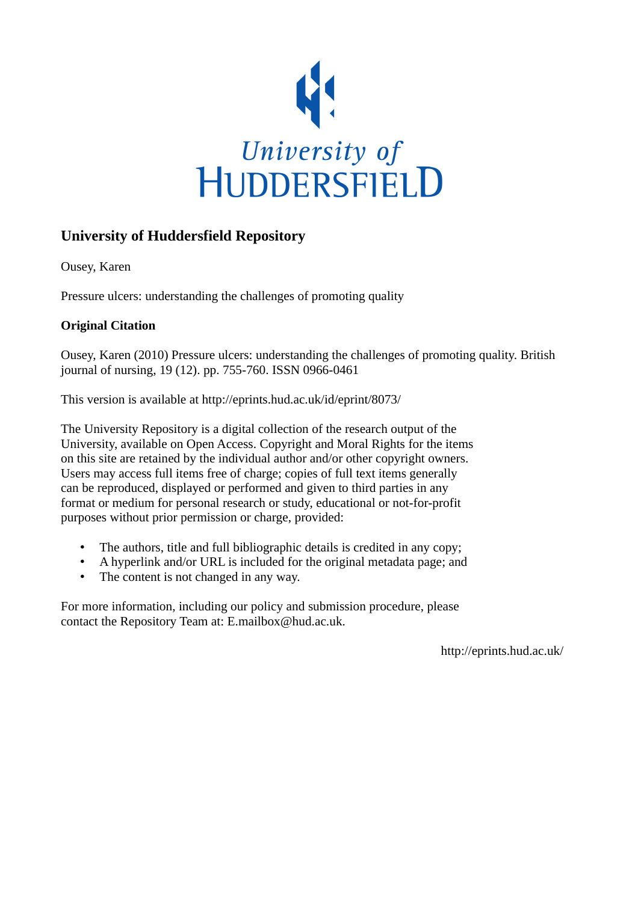University of HUDDERSFIELD

# University of Huddersfield Repository

Ousey, Karen

Pressure ulcers: understanding the challenges of promoting quality

**Original Citation**

Ousey, Karen (2010) Pressure ulcers: understanding the challenges of promoting quality. British journal of nursing, 19 (12). pp. 755-760. ISSN 0966-0461

This version is available at http://eprints.hud.ac.uk/id/eprint/8073/

The University Repository is a digital collection of the research output of the University, available on Open Access. Copyright and Moral Rights for the items on this site are retained by the individual author and/or other copyright owners. Users may access full items free of charge; copies of full text items generally can be reproduced, displayed or performed and given to third parties in any format or medium for personal research or study, educational or not-for-profit purposes without prior permission or charge, provided:

- The authors, title and full bibliographic details is credited in any copy;
- A hyperlink and/or URL is included for the original metadata page; and
- The content is not changed in any way.

For more information, including our policy and submission procedure, please contact the Repository Team at: E.mailbox@hud.ac.uk.

http://eprints.hud.ac.uk/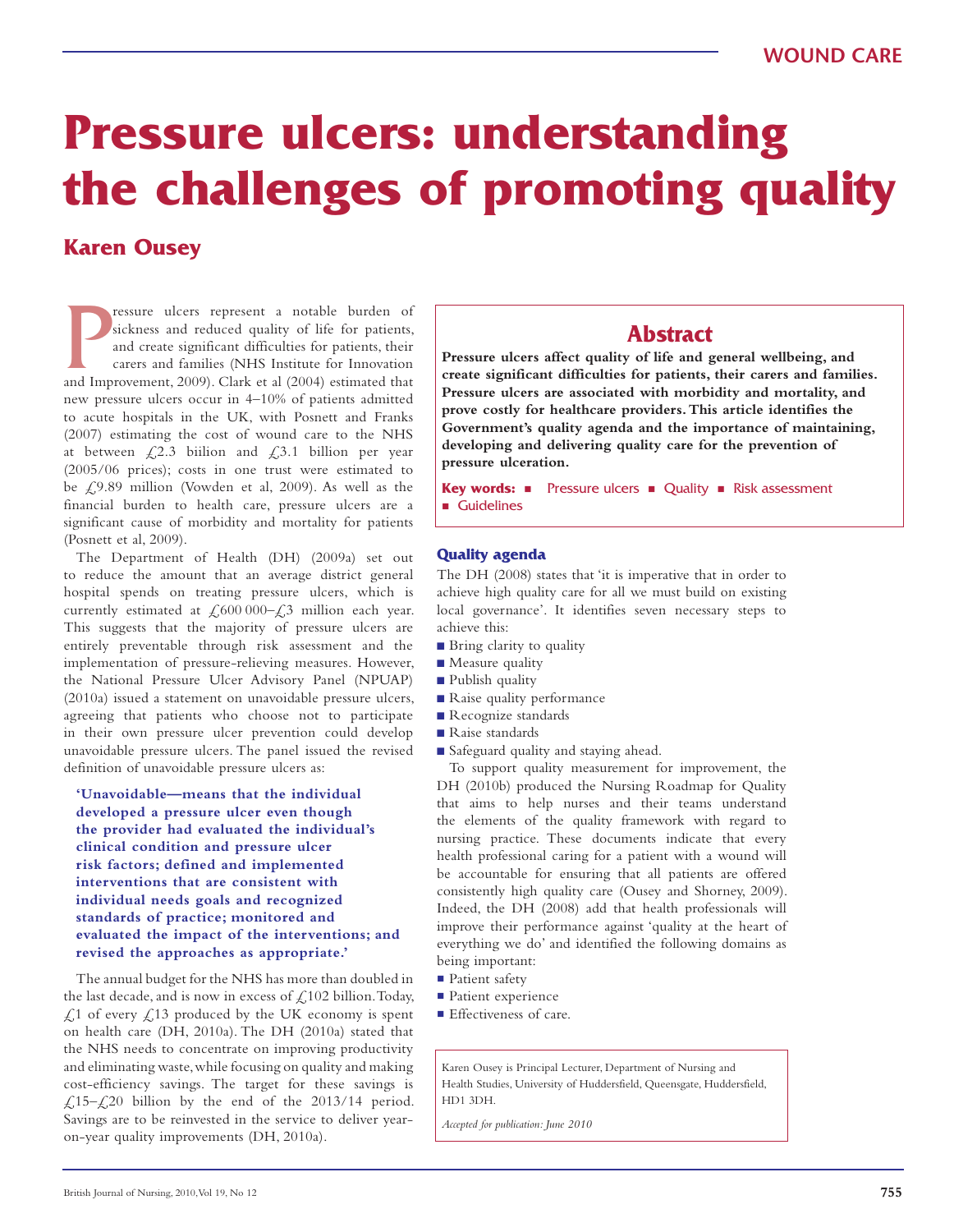# Pressure ulcers: understanding the challenges of promoting quality

## Karen Ousey

Pressure ulcers represent a notable burden of sickness and reduced quality of life for patients, and create significant difficulties for patients, their carers and families (NHS Institute for Innovation and Improvement, 2009). Clark et al (2004) estimated that new pressure ulcers occur in 4–10% of patients admitted to acute hospitals in the UK, with Posnett and Franks (2007) estimating the cost of wound care to the NHS at between £2.3 biilion and £3.1 billion per year (2005/06 prices); costs in one trust were estimated to be £9.89 million (Vowden et al, 2009). As well as the financial burden to health care, pressure ulcers are a significant cause of morbidity and mortality for patients (Posnett et al, 2009).

The Department of Health (DH) (2009a) set out to reduce the amount that an average district general hospital spends on treating pressure ulcers, which is currently estimated at £600 000–£3 million each year. This suggests that the majority of pressure ulcers are entirely preventable through risk assessment and the implementation of pressure-relieving measures. However, the National Pressure Ulcer Advisory Panel (NPUAP) (2010a) issued a statement on unavoidable pressure ulcers, agreeing that patients who choose not to participate in their own pressure ulcer prevention could develop unavoidable pressure ulcers. The panel issued the revised definition of unavoidable pressure ulcers as:

> **'Unavoidable—means that the individual developed a pressure ulcer even though the provider had evaluated the individual's clinical condition and pressure ulcer risk factors; defined and implemented interventions that are consistent with individual needs goals and recognized standards of practice; monitored and evaluated the impact of the interventions; and revised the approaches as appropriate.'**

The annual budget for the NHS has more than doubled in the last decade, and is now in excess of £102 billion. Today, £1 of every £13 produced by the UK economy is spent on health care (DH, 2010a). The DH (2010a) stated that the NHS needs to concentrate on improving productivity and eliminating waste, while focusing on quality and making cost-efficiency savings. The target for these savings is £15–£20 billion by the end of the 2013/14 period. Savings are to be reinvested in the service to deliver year-on-year quality improvements (DH, 2010a).

## Abstract

**Pressure ulcers affect quality of life and general wellbeing, and create significant difficulties for patients, their carers and families. Pressure ulcers are associated with morbidity and mortality, and prove costly for healthcare providers. This article identifies the Government's quality agenda and the importance of maintaining, developing and delivering quality care for the prevention of pressure ulceration.**

**Key words:** ■ Pressure ulcers ■ Quality ■ Risk assessment ■ Guidelines

### Quality agenda

The DH (2008) states that 'it is imperative that in order to achieve high quality care for all we must build on existing local governance'. It identifies seven necessary steps to achieve this:

- Bring clarity to quality
- Measure quality
- Publish quality
- Raise quality performance
- Recognize standards
- Raise standards
- Safeguard quality and staying ahead.

To support quality measurement for improvement, the DH (2010b) produced the Nursing Roadmap for Quality that aims to help nurses and their teams understand the elements of the quality framework with regard to nursing practice. These documents indicate that every health professional caring for a patient with a wound will be accountable for ensuring that all patients are offered consistently high quality care (Ousey and Shorney, 2009). Indeed, the DH (2008) add that health professionals will improve their performance against 'quality at the heart of everything we do' and identified the following domains as being important:

- Patient safety
- Patient experience
- Effectiveness of care.

Karen Ousey is Principal Lecturer, Department of Nursing and Health Studies, University of Huddersfield, Queensgate, Huddersfield, HD1 3DH.

*Accepted for publication: June 2010*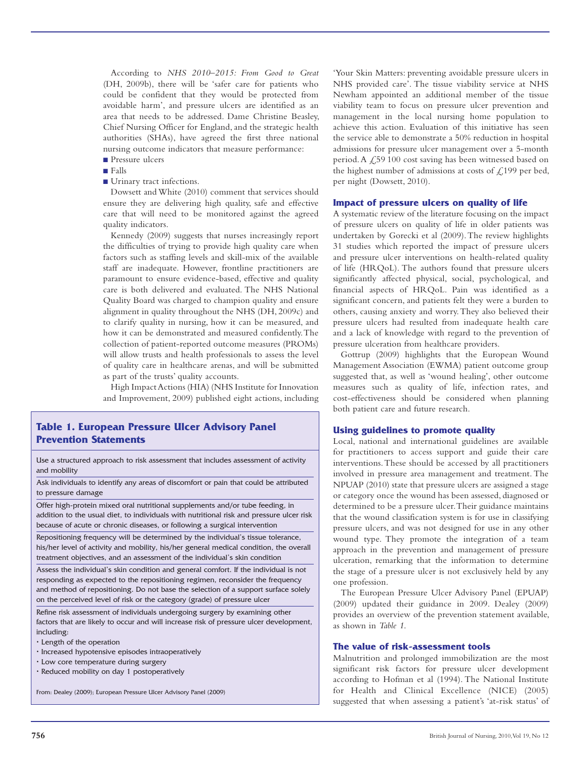According to *NHS 2010–2015: From Good to Great* (DH, 2009b), there will be 'safer care for patients who could be confident that they would be protected from avoidable harm', and pressure ulcers are identified as an area that needs to be addressed. Dame Christine Beasley, Chief Nursing Officer for England, and the strategic health authorities (SHAs), have agreed the first three national nursing outcome indicators that measure performance:

- Pressure ulcers
- Falls
- Urinary tract infections.

Dowsett and White (2010) comment that services should ensure they are delivering high quality, safe and effective care that will need to be monitored against the agreed quality indicators.

Kennedy (2009) suggests that nurses increasingly report the difficulties of trying to provide high quality care when factors such as staffing levels and skill-mix of the available staff are inadequate. However, frontline practitioners are paramount to ensure evidence-based, effective and quality care is both delivered and evaluated. The NHS National Quality Board was charged to champion quality and ensure alignment in quality throughout the NHS (DH, 2009c) and to clarify quality in nursing, how it can be measured, and how it can be demonstrated and measured confidently. The collection of patient-reported outcome measures (PROMs) will allow trusts and health professionals to assess the level of quality care in healthcare arenas, and will be submitted as part of the trusts' quality accounts.

High Impact Actions (HIA) (NHS Institute for Innovation and Improvement, 2009) published eight actions, including 'Your Skin Matters: preventing avoidable pressure ulcers in NHS provided care'. The tissue viability service at NHS Newham appointed an additional member of the tissue viability team to focus on pressure ulcer prevention and management in the local nursing home population to achieve this action. Evaluation of this initiative has seen the service able to demonstrate a 50% reduction in hospital admissions for pressure ulcer management over a 5-month period. A £59 100 cost saving has been witnessed based on the highest number of admissions at costs of £199 per bed, per night (Dowsett, 2010).

**Table 1. European Pressure Ulcer Advisory Panel Prevention Statements**

| |
|---|
| Use a structured approach to risk assessment that includes assessment of activity and mobility |
| Ask individuals to identify any areas of discomfort or pain that could be attributed to pressure damage |
| Offer high-protein mixed oral nutritional supplements and/or tube feeding, in addition to the usual diet, to individuals with nutritional risk and pressure ulcer risk because of acute or chronic diseases, or following a surgical intervention |
| Repositioning frequency will be determined by the individual's tissue tolerance, his/her level of activity and mobility, his/her general medical condition, the overall treatment objectives, and an assessment of the individual's skin condition |
| Assess the individual's skin condition and general comfort. If the individual is not responding as expected to the repositioning regimen, reconsider the frequency and method of repositioning. Do not base the selection of a support surface solely on the perceived level of risk or the category (grade) of pressure ulcer |
| Refine risk assessment of individuals undergoing surgery by examining other factors that are likely to occur and will increase risk of pressure ulcer development, including: • Length of the operation • Increased hypotensive episodes intraoperatively • Low core temperature during surgery • Reduced mobility on day 1 postoperatively |

From: Dealey (2009); European Pressure Ulcer Advisory Panel (2009)

## Impact of pressure ulcers on quality of life

A systematic review of the literature focusing on the impact of pressure ulcers on quality of life in older patients was undertaken by Gorecki et al (2009). The review highlights 31 studies which reported the impact of pressure ulcers and pressure ulcer interventions on health-related quality of life (HRQoL). The authors found that pressure ulcers significantly affected physical, social, psychological, and financial aspects of HRQoL. Pain was identified as a significant concern, and patients felt they were a burden to others, causing anxiety and worry. They also believed their pressure ulcers had resulted from inadequate health care and a lack of knowledge with regard to the prevention of pressure ulceration from healthcare providers.

Gottrup (2009) highlights that the European Wound Management Association (EWMA) patient outcome group suggested that, as well as 'wound healing', other outcome measures such as quality of life, infection rates, and cost-effectiveness should be considered when planning both patient care and future research.

## Using guidelines to promote quality

Local, national and international guidelines are available for practitioners to access support and guide their care interventions. These should be accessed by all practitioners involved in pressure area management and treatment. The NPUAP (2010) state that pressure ulcers are assigned a stage or category once the wound has been assessed, diagnosed or determined to be a pressure ulcer. Their guidance maintains that the wound classification system is for use in classifying pressure ulcers, and was not designed for use in any other wound type. They promote the integration of a team approach in the prevention and management of pressure ulceration, remarking that the information to determine the stage of a pressure ulcer is not exclusively held by any one profession.

The European Pressure Ulcer Advisory Panel (EPUAP) (2009) updated their guidance in 2009. Dealey (2009) provides an overview of the prevention statement available, as shown in *Table 1*.

## The value of risk-assessment tools

Malnutrition and prolonged immobilization are the most significant risk factors for pressure ulcer development according to Hofman et al (1994). The National Institute for Health and Clinical Excellence (NICE) (2005) suggested that when assessing a patient's 'at-risk status' of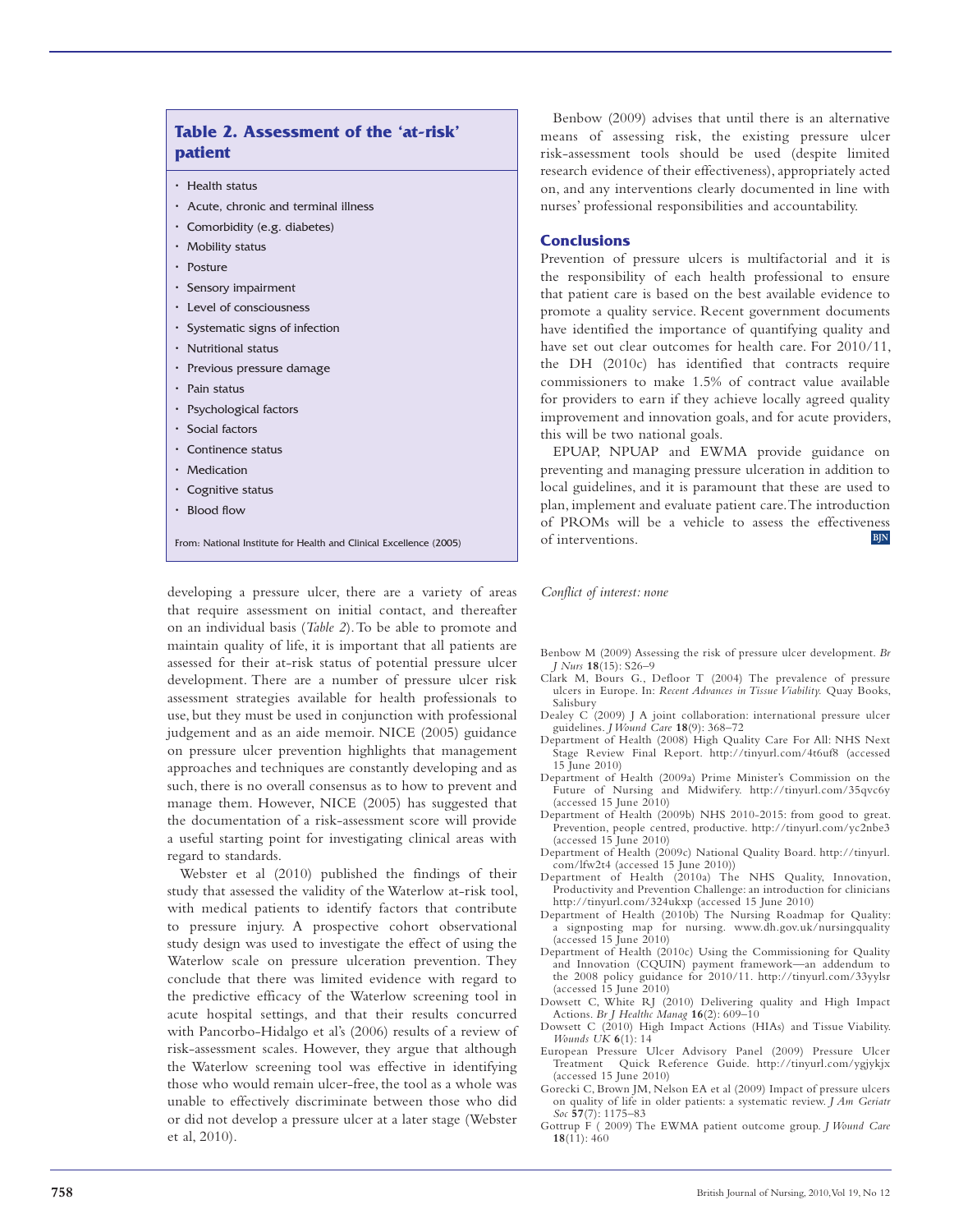## Table 2. Assessment of the 'at-risk' patient

- Health status
- Acute, chronic and terminal illness
- Comorbidity (e.g. diabetes)
- Mobility status
- Posture
- Sensory impairment
- Level of consciousness
- Systematic signs of infection
- Nutritional status
- Previous pressure damage
- Pain status
- Psychological factors
- Social factors
- Continence status
- Medication
- Cognitive status
- Blood flow

From: National Institute for Health and Clinical Excellence (2005)

developing a pressure ulcer, there are a variety of areas that require assessment on initial contact, and thereafter on an individual basis (*Table 2*). To be able to promote and maintain quality of life, it is important that all patients are assessed for their at-risk status of potential pressure ulcer development. There are a number of pressure ulcer risk assessment strategies available for health professionals to use, but they must be used in conjunction with professional judgement and as an aide memoir. NICE (2005) guidance on pressure ulcer prevention highlights that management approaches and techniques are constantly developing and as such, there is no overall consensus as to how to prevent and manage them. However, NICE (2005) has suggested that the documentation of a risk-assessment score will provide a useful starting point for investigating clinical areas with regard to standards.

Webster et al (2010) published the findings of their study that assessed the validity of the Waterlow at-risk tool, with medical patients to identify factors that contribute to pressure injury. A prospective cohort observational study design was used to investigate the effect of using the Waterlow scale on pressure ulceration prevention. They conclude that there was limited evidence with regard to the predictive efficacy of the Waterlow screening tool in acute hospital settings, and that their results concurred with Pancorbo-Hidalgo et al's (2006) results of a review of risk-assessment scales. However, they argue that although the Waterlow screening tool was effective in identifying those who would remain ulcer-free, the tool as a whole was unable to effectively discriminate between those who did or did not develop a pressure ulcer at a later stage (Webster et al, 2010).

Benbow (2009) advises that until there is an alternative means of assessing risk, the existing pressure ulcer risk-assessment tools should be used (despite limited research evidence of their effectiveness), appropriately acted on, and any interventions clearly documented in line with nurses' professional responsibilities and accountability.

## Conclusions

Prevention of pressure ulcers is multifactorial and it is the responsibility of each health professional to ensure that patient care is based on the best available evidence to promote a quality service. Recent government documents have identified the importance of quantifying quality and have set out clear outcomes for health care. For 2010/11, the DH (2010c) has identified that contracts require commissioners to make 1.5% of contract value available for providers to earn if they achieve locally agreed quality improvement and innovation goals, and for acute providers, this will be two national goals.

EPUAP, NPUAP and EWMA provide guidance on preventing and managing pressure ulceration in addition to local guidelines, and it is paramount that these are used to plan, implement and evaluate patient care. The introduction of PROMs will be a vehicle to assess the effectiveness of interventions. BJN

*Conflict of interest: none*

Benbow M (2009) Assessing the risk of pressure ulcer development. *Br J Nurs* **18**(15): S26–9

Clark M, Bours G., Defloor T (2004) The prevalence of pressure ulcers in Europe. In: *Recent Advances in Tissue Viability.* Quay Books, Salisbury

Dealey C (2009) J A joint collaboration: international pressure ulcer guidelines. *J Wound Care* **18**(9): 368–72

Department of Health (2008) High Quality Care For All: NHS Next Stage Review Final Report. http://tinyurl.com/4t6uf8 (accessed 15 June 2010)

Department of Health (2009a) Prime Minister's Commission on the Future of Nursing and Midwifery. http://tinyurl.com/35qvc6y (accessed 15 June 2010)

Department of Health (2009b) NHS 2010-2015: from good to great. Prevention, people centred, productive. http://tinyurl.com/yc2nbe3 (accessed 15 June 2010)

Department of Health (2009c) National Quality Board. http://tinyurl.com/lfw2t4 (accessed 15 June 2010))

Department of Health (2010a) The NHS Quality, Innovation, Productivity and Prevention Challenge: an introduction for clinicians http://tinyurl.com/324ukxp (accessed 15 June 2010)

Department of Health (2010b) The Nursing Roadmap for Quality: a signposting map for nursing. www.dh.gov.uk/nursingquality (accessed 15 June 2010)

Department of Health (2010c) Using the Commissioning for Quality and Innovation (CQUIN) payment framework—an addendum to the 2008 policy guidance for 2010/11. http://tinyurl.com/33yylsr (accessed 15 June 2010)

Dowsett C, White RJ (2010) Delivering quality and High Impact Actions. *Br J Healthc Manag* **16**(2): 609–10

Dowsett C (2010) High Impact Actions (HIAs) and Tissue Viability. *Wounds UK* **6**(1): 14

European Pressure Ulcer Advisory Panel (2009) Pressure Ulcer Treatment Quick Reference Guide. http://tinyurl.com/ygjykjx (accessed 15 June 2010)

Gorecki C, Brown JM, Nelson EA et al (2009) Impact of pressure ulcers on quality of life in older patients: a systematic review. *J Am Geriatr Soc* **57**(7): 1175–83

Gottrup F ( 2009) The EWMA patient outcome group. *J Wound Care* **18**(11): 460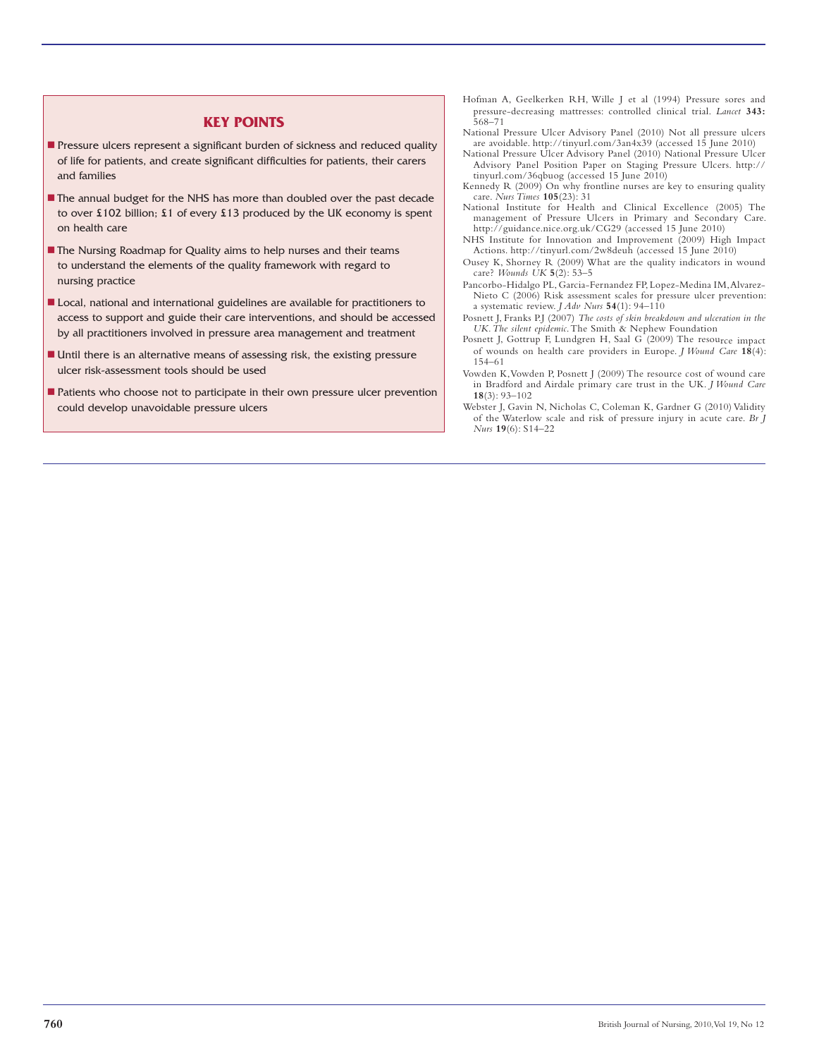## KEY POINTS

- Pressure ulcers represent a significant burden of sickness and reduced quality of life for patients, and create significant difficulties for patients, their carers and families
- The annual budget for the NHS has more than doubled over the past decade to over £102 billion; £1 of every £13 produced by the UK economy is spent on health care
- The Nursing Roadmap for Quality aims to help nurses and their teams to understand the elements of the quality framework with regard to nursing practice
- Local, national and international guidelines are available for practitioners to access to support and guide their care interventions, and should be accessed by all practitioners involved in pressure area management and treatment
- Until there is an alternative means of assessing risk, the existing pressure ulcer risk-assessment tools should be used
- Patients who choose not to participate in their own pressure ulcer prevention could develop unavoidable pressure ulcers

Hofman A, Geelkerken RH, Wille J et al (1994) Pressure sores and pressure-decreasing mattresses: controlled clinical trial. *Lancet* **343:** 568–71

National Pressure Ulcer Advisory Panel (2010) Not all pressure ulcers are avoidable. http://tinyurl.com/3an4x39 (accessed 15 June 2010)

National Pressure Ulcer Advisory Panel (2010) National Pressure Ulcer Advisory Panel Position Paper on Staging Pressure Ulcers. http://tinyurl.com/36qbuog (accessed 15 June 2010)

Kennedy R (2009) On why frontline nurses are key to ensuring quality care. *Nurs Times* **105**(23): 31

National Institute for Health and Clinical Excellence (2005) The management of Pressure Ulcers in Primary and Secondary Care. http://guidance.nice.org.uk/CG29 (accessed 15 June 2010)

NHS Institute for Innovation and Improvement (2009) High Impact Actions. http://tinyurl.com/2w8deuh (accessed 15 June 2010)

Ousey K, Shorney R (2009) What are the quality indicators in wound care? *Wounds UK* **5**(2): 53–5

Pancorbo-Hidalgo PL, Garcia-Fernandez FP, Lopez-Medina IM, Alvarez-Nieto C (2006) Risk assessment scales for pressure ulcer prevention: a systematic review. *J Adv Nurs* **54**(1): 94–110

Posnett J, Franks P.J (2007) *The costs of skin breakdown and ulceration in the UK. The silent epidemic.* The Smith & Nephew Foundation

Posnett J, Gottrup F, Lundgren H, Saal G (2009) The resource impact of wounds on health care providers in Europe. *J Wound Care* **18**(4): 154–61

Vowden K, Vowden P, Posnett J (2009) The resource cost of wound care in Bradford and Airdale primary care trust in the UK. *J Wound Care* **18**(3): 93–102

Webster J, Gavin N, Nicholas C, Coleman K, Gardner G (2010) Validity of the Waterlow scale and risk of pressure injury in acute care. *Br J Nurs* **19**(6): S14–22